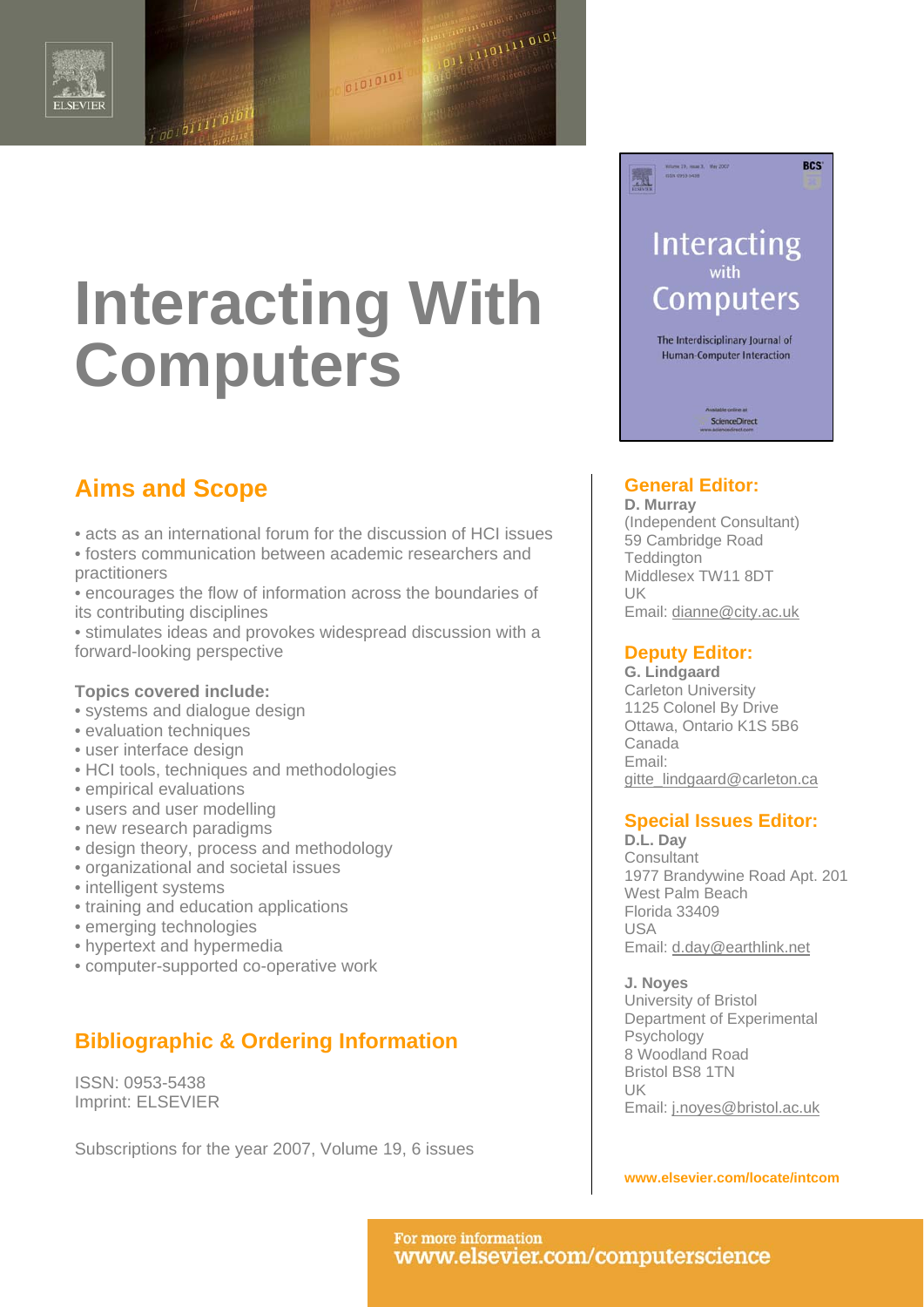// Interacting With Computers

## Aims and Scope

- acts as an international forum for the discussion of HCI issues
- fosters communication between academic researchers and practitioners
- encourages the flow of information across the boundaries of its contributing disciplines
- stimulates ideas and provokes widespread discussion with a forward-looking perspective

**Topics covered include:**

- systems and dialogue design
- evaluation techniques
- user interface design
- HCI tools, techniques and methodologies
- empirical evaluations
- users and user modelling
- new research paradigms
- design theory, process and methodology
- organizational and societal issues
- intelligent systems
- training and education applications
- emerging technologies
- hypertext and hypermedia
- computer-supported co-operative work

## Bibliographic & Ordering Information

ISSN: 0953-5438
Imprint: ELSEVIER

Subscriptions for the year 2007, Volume 19, 6 issues

## General Editor:

**D. Murray**
(Independent Consultant)
59 Cambridge Road
Teddington
Middlesex TW11 8DT
UK
Email: dianne@city.ac.uk

## Deputy Editor:

**G. Lindgaard**
Carleton University
1125 Colonel By Drive
Ottawa, Ontario K1S 5B6
Canada
Email:
gitte_lindgaard@carleton.ca

## Special Issues Editor:

**D.L. Day**
Consultant
1977 Brandywine Road Apt. 201
West Palm Beach
Florida 33409
USA
Email: d.day@earthlink.net

**J. Noyes**
University of Bristol
Department of Experimental Psychology
8 Woodland Road
Bristol BS8 1TN
UK
Email: j.noyes@bristol.ac.uk

**www.elsevier.com/locate/intcom**

For more information
www.elsevier.com/computerscience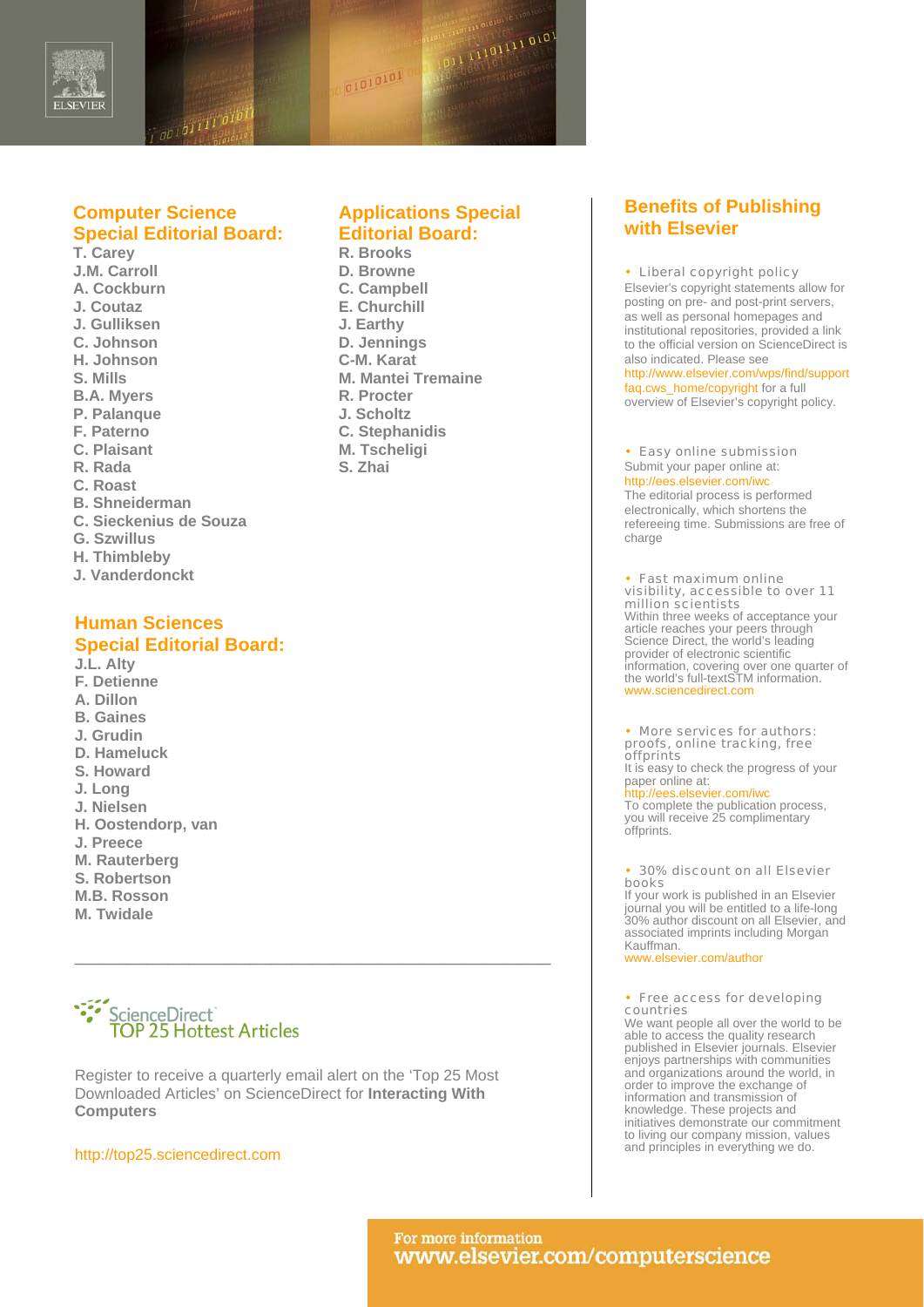## Computer Science Special Editorial Board:

T. Carey
J.M. Carroll
A. Cockburn
J. Coutaz
J. Gulliksen
C. Johnson
H. Johnson
S. Mills
B.A. Myers
P. Palanque
F. Paterno
C. Plaisant
R. Rada
C. Roast
B. Shneiderman
C. Sieckenius de Souza
G. Szwillus
H. Thimbleby
J. Vanderdonckt

## Human Sciences Special Editorial Board:

J.L. Alty
F. Detienne
A. Dillon
B. Gaines
J. Grudin
D. Hameluck
S. Howard
J. Long
J. Nielsen
H. Oostendorp, van
J. Preece
M. Rauterberg
S. Robertson
M.B. Rosson
M. Twidale

## Applications Special Editorial Board:

R. Brooks
D. Browne
C. Campbell
E. Churchill
J. Earthy
D. Jennings
C-M. Karat
M. Mantei Tremaine
R. Procter
J. Scholtz
C. Stephanidis
M. Tscheligi
S. Zhai

---

ScienceDirect
TOP 25 Hottest Articles

Register to receive a quarterly email alert on the 'Top 25 Most Downloaded Articles' on ScienceDirect for **Interacting With Computers**

http://top25.sciencedirect.com

## Benefits of Publishing with Elsevier

- **Liberal copyright policy**
  Elsevier's copyright statements allow for posting on pre- and post-print servers, as well as personal homepages and institutional repositories, provided a link to the official version on ScienceDirect is also indicated. Please see http://www.elsevier.com/wps/find/supportfaq.cws_home/copyright for a full overview of Elsevier's copyright policy.

- **Easy online submission**
  Submit your paper online at: http://ees.elsevier.com/iwc
  The editorial process is performed electronically, which shortens the refereeing time. Submissions are free of charge

- **Fast maximum online visibility, accessible to over 11 million scientists**
  Within three weeks of acceptance your article reaches your peers through Science Direct, the world's leading provider of electronic scientific information, covering over one quarter of the world's full-textSTM information.
  www.sciencedirect.com

- **More services for authors: proofs, online tracking, free offprints**
  It is easy to check the progress of your paper online at: http://ees.elsevier.com/iwc
  To complete the publication process, you will receive 25 complimentary offprints.

- **30% discount on all Elsevier books**
  If your work is published in an Elsevier journal you will be entitled to a life-long 30% author discount on all Elsevier, and associated imprints including Morgan Kauffman.
  www.elsevier.com/author

- **Free access for developing countries**
  We want people all over the world to be able to access the quality research published in Elsevier journals. Elsevier enjoys partnerships with communities and organizations around the world, in order to improve the exchange of information and transmission of knowledge. These projects and initiatives demonstrate our commitment to living our company mission, values and principles in everything we do.

For more information
**www.elsevier.com/computerscience**